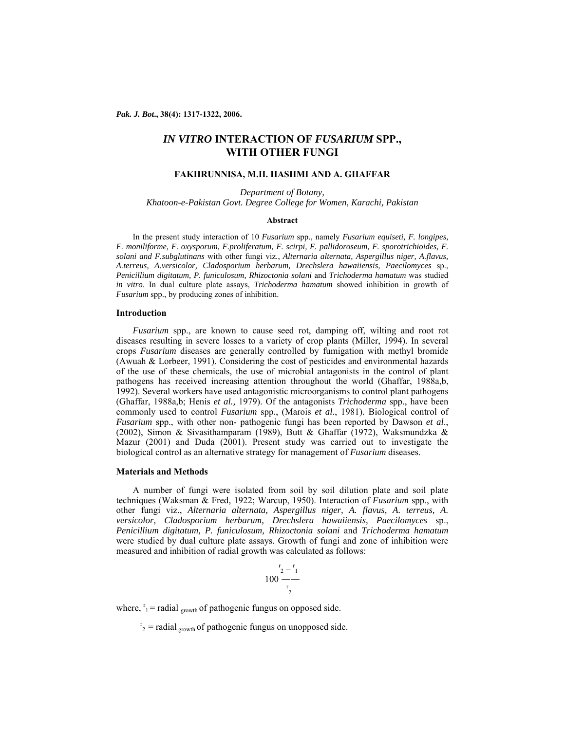# *IN VITRO* INTERACTION OF *FUSARIUM* SPP., WITH OTHER FUNGI

**FAKHRUNNISA, M.H. HASHMI AND A. GHAFFAR**

*Department of Botany,*
*Khatoon-e-Pakistan Govt. Degree College for Women, Karachi, Pakistan*

#### Abstract

In the present study interaction of 10 *Fusarium* spp., namely *Fusarium equiseti, F. longipes, F. moniliforme, F. oxysporum, F.proliferatum, F. scirpi, F. pallidoroseum, F. sporotrichioides, F. solani and F.subglutinans* with other fungi viz., *Alternaria alternata, Aspergillus niger, A.flavus, A.terreus, A.versicolor, Cladosporium herbarum, Drechslera hawaiiensis, Paecilomyces* sp., *Penicillium digitatum, P. funiculosum, Rhizoctonia solani* and *Trichoderma hamatum* was studied *in vitro*. In dual culture plate assays, *Trichoderma hamatum* showed inhibition in growth of *Fusarium* spp., by producing zones of inhibition.

## Introduction

*Fusarium* spp., are known to cause seed rot, damping off, wilting and root rot diseases resulting in severe losses to a variety of crop plants (Miller, 1994). In several crops *Fusarium* diseases are generally controlled by fumigation with methyl bromide (Awuah & Lorbeer, 1991). Considering the cost of pesticides and environmental hazards of the use of these chemicals, the use of microbial antagonists in the control of plant pathogens has received increasing attention throughout the world (Ghaffar, 1988a,b, 1992). Several workers have used antagonistic microorganisms to control plant pathogens (Ghaffar, 1988a,b; Henis *et al.,* 1979). Of the antagonists *Trichoderma* spp., have been commonly used to control *Fusarium* spp., (Marois *et al*., 1981). Biological control of *Fusarium* spp., with other non- pathogenic fungi has been reported by Dawson *et al*., (2002), Simon & Sivasithamparam (1989), Butt & Ghaffar (1972), Waksmundzka & Mazur (2001) and Duda (2001). Present study was carried out to investigate the biological control as an alternative strategy for management of *Fusarium* diseases.

## Materials and Methods

A number of fungi were isolated from soil by soil dilution plate and soil plate techniques (Waksman & Fred, 1922; Warcup, 1950). Interaction of *Fusarium* spp., with other fungi viz., *Alternaria alternata, Aspergillus niger, A. flavus, A. terreus, A. versicolor, Cladosporium herbarum, Drechslera hawaiiensis, Paecilomyces* sp., *Penicillium digitatum, P. funiculosum, Rhizoctonia solani* and *Trichoderma hamatum* were studied by dual culture plate assays. Growth of fungi and zone of inhibition were measured and inhibition of radial growth was calculated as follows:

$$100 \frac{r_2 - r_1}{r_2}$$

where, $r_1$ = radial $_{growth}$ of pathogenic fungus on opposed side.

$r_2$ = radial $_{growth}$ of pathogenic fungus on unopposed side.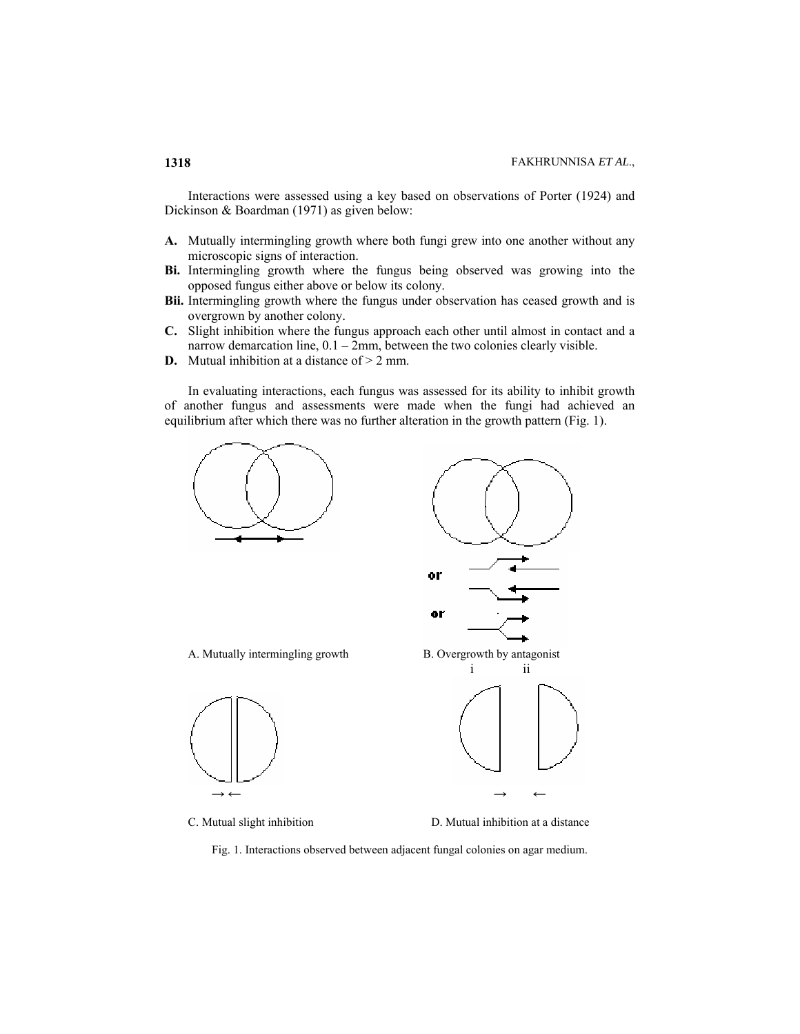Interactions were assessed using a key based on observations of Porter (1924) and Dickinson & Boardman (1971) as given below:

- **A.** Mutually intermingling growth where both fungi grew into one another without any microscopic signs of interaction.
- **Bi.** Intermingling growth where the fungus being observed was growing into the opposed fungus either above or below its colony.
- **Bii.** Intermingling growth where the fungus under observation has ceased growth and is overgrown by another colony.
- **C.** Slight inhibition where the fungus approach each other until almost in contact and a narrow demarcation line, 0.1 – 2mm, between the two colonies clearly visible.
- **D.** Mutual inhibition at a distance of > 2 mm.

In evaluating interactions, each fungus was assessed for its ability to inhibit growth of another fungus and assessments were made when the fungi had achieved an equilibrium after which there was no further alteration in the growth pattern (Fig. 1).

A. Mutually intermingling growth

B. Overgrowth by antagonist (i, ii)

C. Mutual slight inhibition

D. Mutual inhibition at a distance

Fig. 1. Interactions observed between adjacent fungal colonies on agar medium.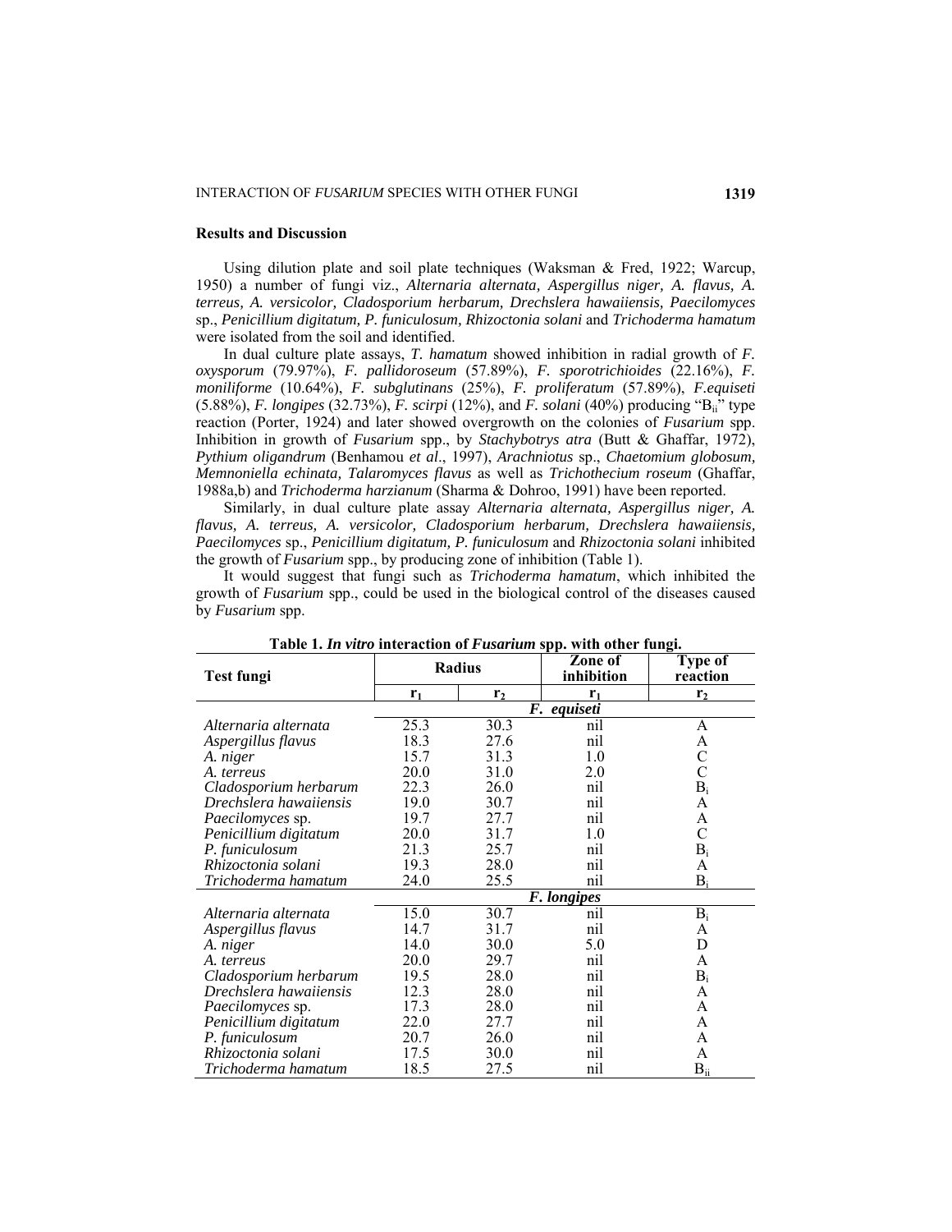## Results and Discussion

Using dilution plate and soil plate techniques (Waksman & Fred, 1922; Warcup, 1950) a number of fungi viz., *Alternaria alternata, Aspergillus niger, A. flavus, A. terreus, A. versicolor, Cladosporium herbarum, Drechslera hawaiiensis, Paecilomyces* sp., *Penicillium digitatum, P. funiculosum, Rhizoctonia solani* and *Trichoderma hamatum* were isolated from the soil and identified.

In dual culture plate assays, *T. hamatum* showed inhibition in radial growth of *F. oxysporum* (79.97%), *F. pallidoroseum* (57.89%), *F. sporotrichioides* (22.16%), *F. moniliforme* (10.64%), *F. subglutinans* (25%), *F. proliferatum* (57.89%), *F.equiseti* (5.88%), *F. longipes* (32.73%), *F. scirpi* (12%), and *F. solani* (40%) producing "$B_{ii}$" type reaction (Porter, 1924) and later showed overgrowth on the colonies of *Fusarium* spp. Inhibition in growth of *Fusarium* spp., by *Stachybotrys atra* (Butt & Ghaffar, 1972), *Pythium oligandrum* (Benhamou *et al*., 1997), *Arachniotus* sp., *Chaetomium globosum, Memnoniella echinata, Talaromyces flavus* as well as *Trichothecium roseum* (Ghaffar, 1988a,b) and *Trichoderma harzianum* (Sharma & Dohroo, 1991) have been reported.

Similarly, in dual culture plate assay *Alternaria alternata, Aspergillus niger, A. flavus, A. terreus, A. versicolor, Cladosporium herbarum, Drechslera hawaiiensis, Paecilomyces* sp., *Penicillium digitatum, P. funiculosum* and *Rhizoctonia solani* inhibited the growth of *Fusarium* spp., by producing zone of inhibition (Table 1).

It would suggest that fungi such as *Trichoderma hamatum*, which inhibited the growth of *Fusarium* spp., could be used in the biological control of the diseases caused by *Fusarium* spp.

**Table 1. *In vitro* interaction of *Fusarium* spp. with other fungi.**

| Test fungi | Radius | | Zone of inhibition | Type of reaction |
|---|---|---|---|---|
| | $r_1$ | $r_2$ | $r_1$ | $r_2$ |
| | ***F. equiseti*** | | | |
| *Alternaria alternata* | 25.3 | 30.3 | nil | A |
| *Aspergillus flavus* | 18.3 | 27.6 | nil | A |
| *A. niger* | 15.7 | 31.3 | 1.0 | C |
| *A. terreus* | 20.0 | 31.0 | 2.0 | C |
| *Cladosporium herbarum* | 22.3 | 26.0 | nil | $B_i$ |
| *Drechslera hawaiiensis* | 19.0 | 30.7 | nil | A |
| *Paecilomyces* sp. | 19.7 | 27.7 | nil | A |
| *Penicillium digitatum* | 20.0 | 31.7 | 1.0 | C |
| *P. funiculosum* | 21.3 | 25.7 | nil | $B_i$ |
| *Rhizoctonia solani* | 19.3 | 28.0 | nil | A |
| *Trichoderma hamatum* | 24.0 | 25.5 | nil | $B_i$ |
| | ***F. longipes*** | | | |
| *Alternaria alternata* | 15.0 | 30.7 | nil | $B_i$ |
| *Aspergillus flavus* | 14.7 | 31.7 | nil | A |
| *A. niger* | 14.0 | 30.0 | 5.0 | D |
| *A. terreus* | 20.0 | 29.7 | nil | A |
| *Cladosporium herbarum* | 19.5 | 28.0 | nil | $B_i$ |
| *Drechslera hawaiiensis* | 12.3 | 28.0 | nil | A |
| *Paecilomyces* sp. | 17.3 | 28.0 | nil | A |
| *Penicillium digitatum* | 22.0 | 27.7 | nil | A |
| *P. funiculosum* | 20.7 | 26.0 | nil | A |
| *Rhizoctonia solani* | 17.5 | 30.0 | nil | A |
| *Trichoderma hamatum* | 18.5 | 27.5 | nil | $B_{ii}$ |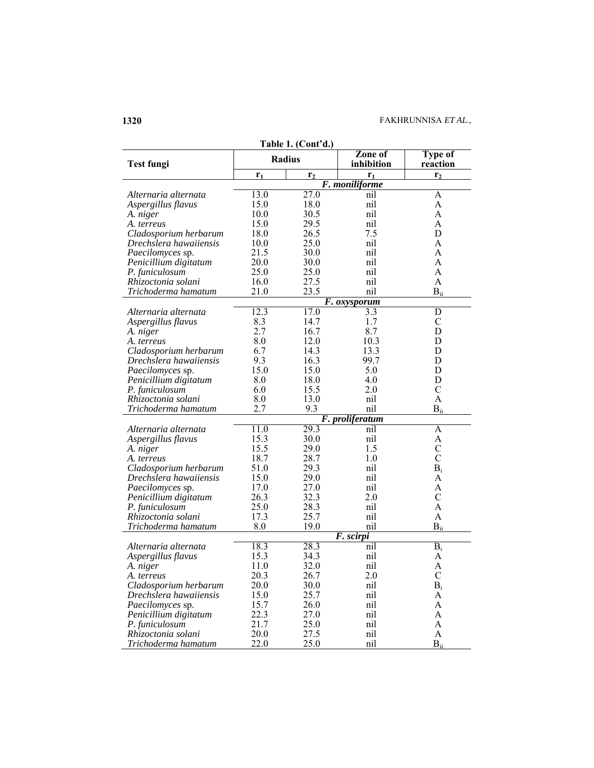**Table 1. (Cont'd.)**

| Test fungi | Radius | | Zone of inhibition | Type of reaction |
|---|---|---|---|---|
| | $r_1$ | $r_2$ | $r_1$ | $r_2$ |
| | | | ***F. moniliforme*** | |
| *Alternaria alternata* | 13.0 | 27.0 | nil | A |
| *Aspergillus flavus* | 15.0 | 18.0 | nil | A |
| *A. niger* | 10.0 | 30.5 | nil | A |
| *A. terreus* | 15.0 | 29.5 | nil | A |
| *Cladosporium herbarum* | 18.0 | 26.5 | 7.5 | D |
| *Drechslera hawaiiensis* | 10.0 | 25.0 | nil | A |
| *Paecilomyces* sp. | 21.5 | 30.0 | nil | A |
| *Penicillium digitatum* | 20.0 | 30.0 | nil | A |
| *P. funiculosum* | 25.0 | 25.0 | nil | A |
| *Rhizoctonia solani* | 16.0 | 27.5 | nil | A |
| *Trichoderma hamatum* | 21.0 | 23.5 | nil | $B_{ii}$ |
| | | | ***F. oxysporum*** | |
| *Alternaria alternata* | 12.3 | 17.0 | 3.3 | D |
| *Aspergillus flavus* | 8.3 | 14.7 | 1.7 | C |
| *A. niger* | 2.7 | 16.7 | 8.7 | D |
| *A. terreus* | 8.0 | 12.0 | 10.3 | D |
| *Cladosporium herbarum* | 6.7 | 14.3 | 13.3 | D |
| *Drechslera hawaiiensis* | 9.3 | 16.3 | 99.7 | D |
| *Paecilomyces* sp. | 15.0 | 15.0 | 5.0 | D |
| *Penicillium digitatum* | 8.0 | 18.0 | 4.0 | D |
| *P. funiculosum* | 6.0 | 15.5 | 2.0 | C |
| *Rhizoctonia solani* | 8.0 | 13.0 | nil | A |
| *Trichoderma hamatum* | 2.7 | 9.3 | nil | $B_{ii}$ |
| | | | ***F. proliferatum*** | |
| *Alternaria alternata* | 11.0 | 29.3 | nil | A |
| *Aspergillus flavus* | 15.3 | 30.0 | nil | A |
| *A. niger* | 15.5 | 29.0 | 1.5 | C |
| *A. terreus* | 18.7 | 28.7 | 1.0 | C |
| *Cladosporium herbarum* | 51.0 | 29.3 | nil | $B_i$ |
| *Drechslera hawaiiensis* | 15.0 | 29.0 | nil | A |
| *Paecilomyces* sp. | 17.0 | 27.0 | nil | A |
| *Penicillium digitatum* | 26.3 | 32.3 | 2.0 | C |
| *P. funiculosum* | 25.0 | 28.3 | nil | A |
| *Rhizoctonia solani* | 17.3 | 25.7 | nil | A |
| *Trichoderma hamatum* | 8.0 | 19.0 | nil | $B_{ii}$ |
| | | | ***F. scirpi*** | |
| *Alternaria alternata* | 18.3 | 28.3 | nil | $B_i$ |
| *Aspergillus flavus* | 15.3 | 34.3 | nil | A |
| *A. niger* | 11.0 | 32.0 | nil | A |
| *A. terreus* | 20.3 | 26.7 | 2.0 | C |
| *Cladosporium herbarum* | 20.0 | 30.0 | nil | $B_i$ |
| *Drechslera hawaiiensis* | 15.0 | 25.7 | nil | A |
| *Paecilomyces* sp. | 15.7 | 26.0 | nil | A |
| *Penicillium digitatum* | 22.3 | 27.0 | nil | A |
| *P. funiculosum* | 21.7 | 25.0 | nil | A |
| *Rhizoctonia solani* | 20.0 | 27.5 | nil | A |
| *Trichoderma hamatum* | 22.0 | 25.0 | nil | $B_{ii}$ |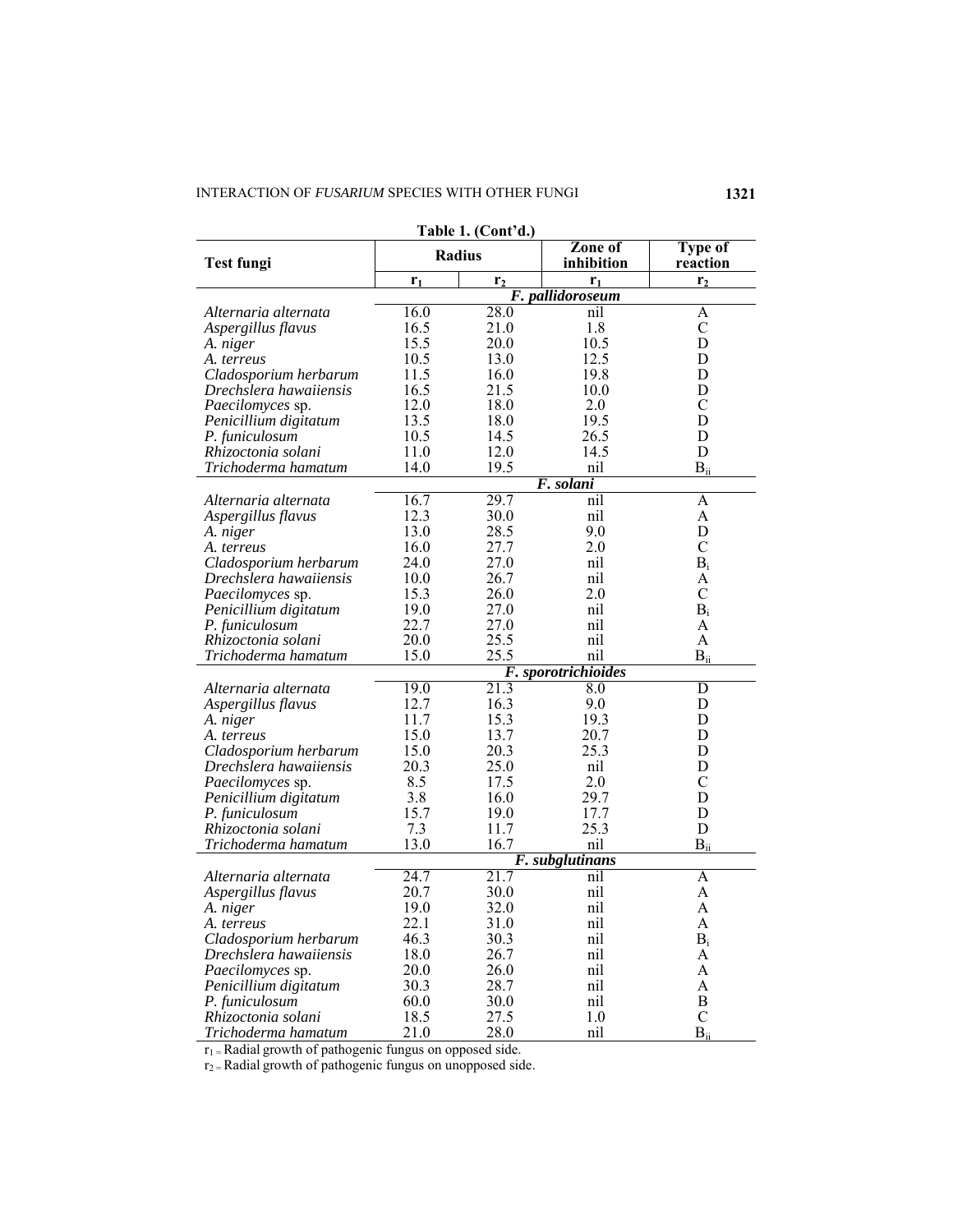**Table 1. (Cont'd.)**

| Test fungi | Radius | | Zone of inhibition | Type of reaction |
|---|---|---|---|---|
| | $r_1$ | $r_2$ | $r_1$ | $r_2$ |
| | | ***F. pallidoroseum*** | | |
| *Alternaria alternata* | 16.0 | 28.0 | nil | A |
| *Aspergillus flavus* | 16.5 | 21.0 | 1.8 | C |
| *A. niger* | 15.5 | 20.0 | 10.5 | D |
| *A. terreus* | 10.5 | 13.0 | 12.5 | D |
| *Cladosporium herbarum* | 11.5 | 16.0 | 19.8 | D |
| *Drechslera hawaiiensis* | 16.5 | 21.5 | 10.0 | D |
| *Paecilomyces* sp. | 12.0 | 18.0 | 2.0 | C |
| *Penicillium digitatum* | 13.5 | 18.0 | 19.5 | D |
| *P. funiculosum* | 10.5 | 14.5 | 26.5 | D |
| *Rhizoctonia solani* | 11.0 | 12.0 | 14.5 | D |
| *Trichoderma hamatum* | 14.0 | 19.5 | nil | $B_{ii}$ |
| | | ***F. solani*** | | |
| *Alternaria alternata* | 16.7 | 29.7 | nil | A |
| *Aspergillus flavus* | 12.3 | 30.0 | nil | A |
| *A. niger* | 13.0 | 28.5 | 9.0 | D |
| *A. terreus* | 16.0 | 27.7 | 2.0 | C |
| *Cladosporium herbarum* | 24.0 | 27.0 | nil | $B_i$ |
| *Drechslera hawaiiensis* | 10.0 | 26.7 | nil | A |
| *Paecilomyces* sp. | 15.3 | 26.0 | 2.0 | C |
| *Penicillium digitatum* | 19.0 | 27.0 | nil | $B_i$ |
| *P. funiculosum* | 22.7 | 27.0 | nil | A |
| *Rhizoctonia solani* | 20.0 | 25.5 | nil | A |
| *Trichoderma hamatum* | 15.0 | 25.5 | nil | $B_{ii}$ |
| | | ***F. sporotrichioides*** | | |
| *Alternaria alternata* | 19.0 | 21.3 | 8.0 | D |
| *Aspergillus flavus* | 12.7 | 16.3 | 9.0 | D |
| *A. niger* | 11.7 | 15.3 | 19.3 | D |
| *A. terreus* | 15.0 | 13.7 | 20.7 | D |
| *Cladosporium herbarum* | 15.0 | 20.3 | 25.3 | D |
| *Drechslera hawaiiensis* | 20.3 | 25.0 | nil | D |
| *Paecilomyces* sp. | 8.5 | 17.5 | 2.0 | C |
| *Penicillium digitatum* | 3.8 | 16.0 | 29.7 | D |
| *P. funiculosum* | 15.7 | 19.0 | 17.7 | D |
| *Rhizoctonia solani* | 7.3 | 11.7 | 25.3 | D |
| *Trichoderma hamatum* | 13.0 | 16.7 | nil | $B_{ii}$ |
| | | ***F. subglutinans*** | | |
| *Alternaria alternata* | 24.7 | 21.7 | nil | A |
| *Aspergillus flavus* | 20.7 | 30.0 | nil | A |
| *A. niger* | 19.0 | 32.0 | nil | A |
| *A. terreus* | 22.1 | 31.0 | nil | A |
| *Cladosporium herbarum* | 46.3 | 30.3 | nil | $B_i$ |
| *Drechslera hawaiiensis* | 18.0 | 26.7 | nil | A |
| *Paecilomyces* sp. | 20.0 | 26.0 | nil | A |
| *Penicillium digitatum* | 30.3 | 28.7 | nil | A |
| *P. funiculosum* | 60.0 | 30.0 | nil | B |
| *Rhizoctonia solani* | 18.5 | 27.5 | 1.0 | C |
| *Trichoderma hamatum* | 21.0 | 28.0 | nil | $B_{ii}$ |

$r_1$ = Radial growth of pathogenic fungus on opposed side.
$r_2$ = Radial growth of pathogenic fungus on unopposed side.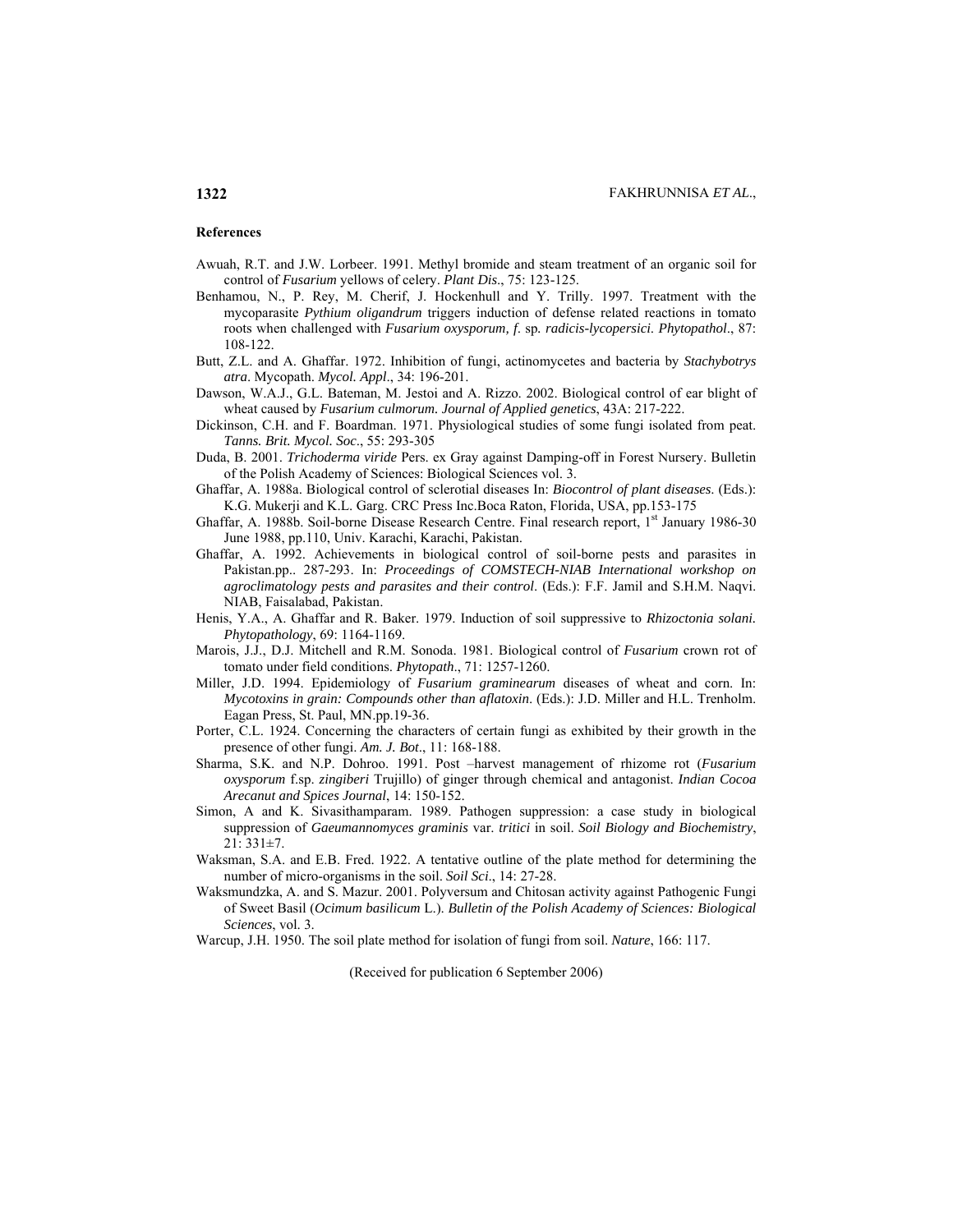**References**

Awuah, R.T. and J.W. Lorbeer. 1991. Methyl bromide and steam treatment of an organic soil for control of *Fusarium* yellows of celery. *Plant Dis*., 75: 123-125.

Benhamou, N., P. Rey, M. Cherif, J. Hockenhull and Y. Trilly. 1997. Treatment with the mycoparasite *Pythium oligandrum* triggers induction of defense related reactions in tomato roots when challenged with *Fusarium oxysporum, f.* sp*. radicis-lycopersici*. *Phytopathol*., 87: 108-122.

Butt, Z.L. and A. Ghaffar. 1972. Inhibition of fungi, actinomycetes and bacteria by *Stachybotrys atra*. Mycopath. *Mycol. Appl*., 34: 196-201.

Dawson, W.A.J., G.L. Bateman, M. Jestoi and A. Rizzo. 2002. Biological control of ear blight of wheat caused by *Fusarium culmorum. Journal of Applied genetics*, 43A: 217-222.

Dickinson, C.H. and F. Boardman. 1971. Physiological studies of some fungi isolated from peat. *Tanns. Brit. Mycol. Soc*., 55: 293-305

Duda, B. 2001. *Trichoderma viride* Pers. ex Gray against Damping-off in Forest Nursery. Bulletin of the Polish Academy of Sciences: Biological Sciences vol. 3.

Ghaffar, A. 1988a. Biological control of sclerotial diseases In: *Biocontrol of plant diseases.* (Eds.): K.G. Mukerji and K.L. Garg. CRC Press Inc.Boca Raton, Florida, USA, pp.153-175

Ghaffar, A. 1988b. Soil-borne Disease Research Centre. Final research report, 1st January 1986-30 June 1988, pp.110, Univ. Karachi, Karachi, Pakistan.

Ghaffar, A. 1992. Achievements in biological control of soil-borne pests and parasites in Pakistan.pp.. 287-293. In: *Proceedings of COMSTECH-NIAB International workshop on agroclimatology pests and parasites and their control*. (Eds.): F.F. Jamil and S.H.M. Naqvi. NIAB, Faisalabad, Pakistan.

Henis, Y.A., A. Ghaffar and R. Baker. 1979. Induction of soil suppressive to *Rhizoctonia solani. Phytopathology*, 69: 1164-1169.

Marois, J.J., D.J. Mitchell and R.M. Sonoda. 1981. Biological control of *Fusarium* crown rot of tomato under field conditions. *Phytopath*., 71: 1257-1260.

Miller, J.D. 1994. Epidemiology of *Fusarium graminearum* diseases of wheat and corn. In: *Mycotoxins in grain: Compounds other than aflatoxin*. (Eds.): J.D. Miller and H.L. Trenholm. Eagan Press, St. Paul, MN.pp.19-36.

Porter, C.L. 1924. Concerning the characters of certain fungi as exhibited by their growth in the presence of other fungi. *Am. J. Bot*., 11: 168-188.

Sharma, S.K. and N.P. Dohroo. 1991. Post –harvest management of rhizome rot (*Fusarium oxysporum* f.sp. *zingiberi* Trujillo) of ginger through chemical and antagonist. *Indian Cocoa Arecanut and Spices Journal*, 14: 150-152.

Simon, A and K. Sivasithamparam. 1989. Pathogen suppression: a case study in biological suppression of *Gaeumannomyces graminis* var. *tritici* in soil. *Soil Biology and Biochemistry*, 21: 331±7.

Waksman, S.A. and E.B. Fred. 1922. A tentative outline of the plate method for determining the number of micro-organisms in the soil. *Soil Sci*., 14: 27-28.

Waksmundzka, A. and S. Mazur. 2001. Polyversum and Chitosan activity against Pathogenic Fungi of Sweet Basil (*Ocimum basilicum* L.). *Bulletin of the Polish Academy of Sciences: Biological Sciences*, vol. 3.

Warcup, J.H. 1950. The soil plate method for isolation of fungi from soil. *Nature*, 166: 117.

(Received for publication 6 September 2006)